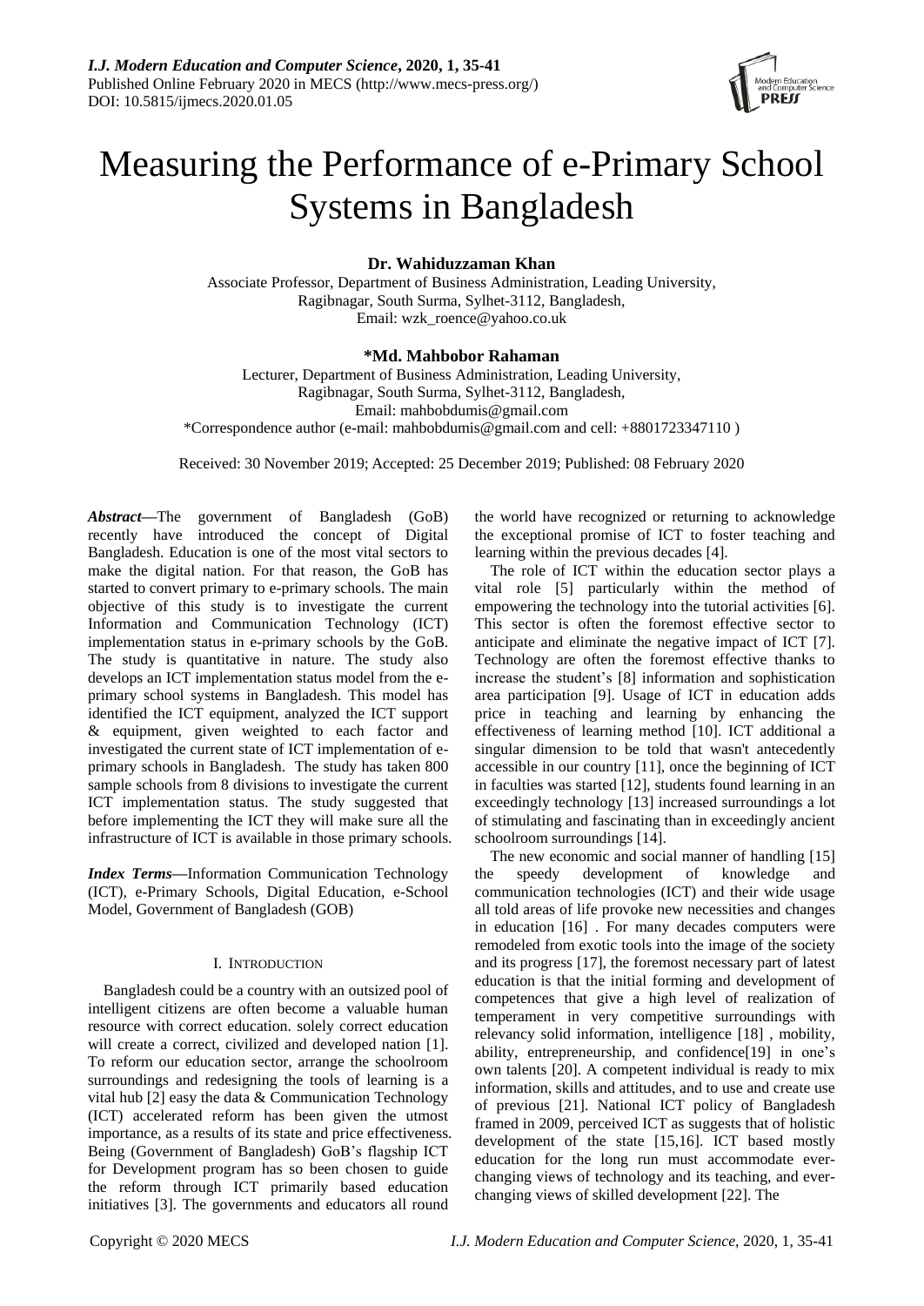# Measuring the Performance of e-Primary School Systems in Bangladesh

**Dr. Wahiduzzaman Khan**

Associate Professor, Department of Business Administration, Leading University, Ragibnagar, South Surma, Sylhet-3112, Bangladesh,
Email: wzk_roence@yahoo.co.uk

**\*Md. Mahbobor Rahaman**

Lecturer, Department of Business Administration, Leading University, Ragibnagar, South Surma, Sylhet-3112, Bangladesh,
Email: mahbobdumis@gmail.com
\*Correspondence author (e-mail: mahbobdumis@gmail.com and cell: +8801723347110 )

Received: 30 November 2019; Accepted: 25 December 2019; Published: 08 February 2020

***Abstract*—**The government of Bangladesh (GoB) recently have introduced the concept of Digital Bangladesh. Education is one of the most vital sectors to make the digital nation. For that reason, the GoB has started to convert primary to e-primary schools. The main objective of this study is to investigate the current Information and Communication Technology (ICT) implementation status in e-primary schools by the GoB. The study is quantitative in nature. The study also develops an ICT implementation status model from the e-primary school systems in Bangladesh. This model has identified the ICT equipment, analyzed the ICT support & equipment, given weighted to each factor and investigated the current state of ICT implementation of e-primary schools in Bangladesh. The study has taken 800 sample schools from 8 divisions to investigate the current ICT implementation status. The study suggested that before implementing the ICT they will make sure all the infrastructure of ICT is available in those primary schools.

***Index Terms*—**Information Communication Technology (ICT), e-Primary Schools, Digital Education, e-School Model, Government of Bangladesh (GOB)

## I. INTRODUCTION

Bangladesh could be a country with an outsized pool of intelligent citizens are often become a valuable human resource with correct education. solely correct education will create a correct, civilized and developed nation [1]. To reform our education sector, arrange the schoolroom surroundings and redesigning the tools of learning is a vital hub [2] easy the data & Communication Technology (ICT) accelerated reform has been given the utmost importance, as a results of its state and price effectiveness. Being (Government of Bangladesh) GoB's flagship ICT for Development program has so been chosen to guide the reform through ICT primarily based education initiatives [3]. The governments and educators all round the world have recognized or returning to acknowledge the exceptional promise of ICT to foster teaching and learning within the previous decades [4].

The role of ICT within the education sector plays a vital role [5] particularly within the method of empowering the technology into the tutorial activities [6]. This sector is often the foremost effective sector to anticipate and eliminate the negative impact of ICT [7]. Technology are often the foremost effective thanks to increase the student's [8] information and sophistication area participation [9]. Usage of ICT in education adds price in teaching and learning by enhancing the effectiveness of learning method [10]. ICT additional a singular dimension to be told that wasn't antecedently accessible in our country [11], once the beginning of ICT in faculties was started [12], students found learning in an exceedingly technology [13] increased surroundings a lot of stimulating and fascinating than in exceedingly ancient schoolroom surroundings [14].

The new economic and social manner of handling [15] the speedy development of knowledge and communication technologies (ICT) and their wide usage all told areas of life provoke new necessities and changes in education [16] . For many decades computers were remodeled from exotic tools into the image of the society and its progress [17], the foremost necessary part of latest education is that the initial forming and development of competences that give a high level of realization of temperament in very competitive surroundings with relevancy solid information, intelligence [18] , mobility, ability, entrepreneurship, and confidence[19] in one's own talents [20]. A competent individual is ready to mix information, skills and attitudes, and to use and create use of previous [21]. National ICT policy of Bangladesh framed in 2009, perceived ICT as suggests that of holistic development of the state [15,16]. ICT based mostly education for the long run must accommodate ever-changing views of technology and its teaching, and ever-changing views of skilled development [22]. The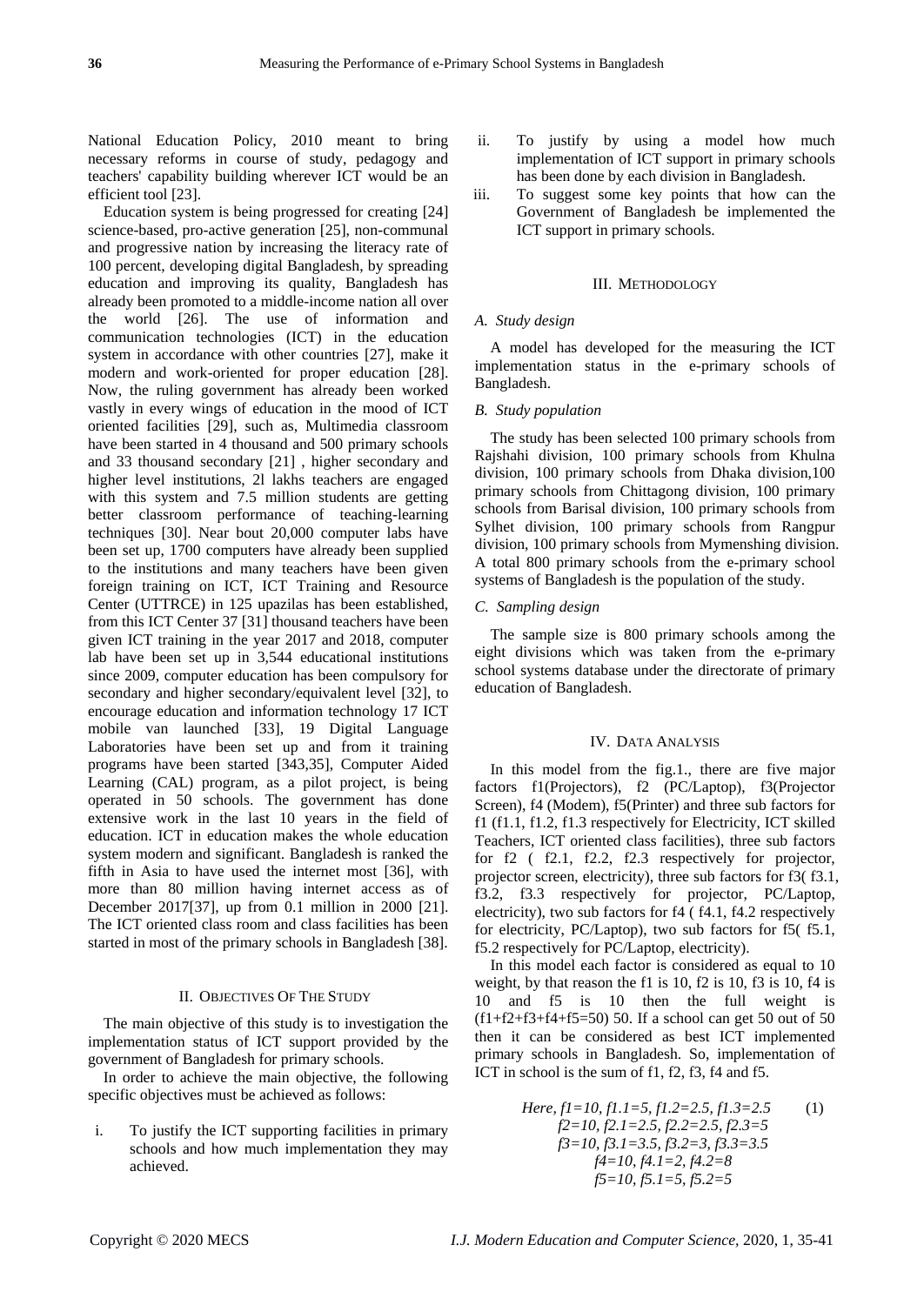National Education Policy, 2010 meant to bring necessary reforms in course of study, pedagogy and teachers' capability building wherever ICT would be an efficient tool [23].

Education system is being progressed for creating [24] science-based, pro-active generation [25], non-communal and progressive nation by increasing the literacy rate of 100 percent, developing digital Bangladesh, by spreading education and improving its quality, Bangladesh has already been promoted to a middle-income nation all over the world [26]. The use of information and communication technologies (ICT) in the education system in accordance with other countries [27], make it modern and work-oriented for proper education [28]. Now, the ruling government has already been worked vastly in every wings of education in the mood of ICT oriented facilities [29], such as, Multimedia classroom have been started in 4 thousand and 500 primary schools and 33 thousand secondary [21] , higher secondary and higher level institutions, 2l lakhs teachers are engaged with this system and 7.5 million students are getting better classroom performance of teaching-learning techniques [30]. Near bout 20,000 computer labs have been set up, 1700 computers have already been supplied to the institutions and many teachers have been given foreign training on ICT, ICT Training and Resource Center (UTTRCE) in 125 upazilas has been established, from this ICT Center 37 [31] thousand teachers have been given ICT training in the year 2017 and 2018, computer lab have been set up in 3,544 educational institutions since 2009, computer education has been compulsory for secondary and higher secondary/equivalent level [32], to encourage education and information technology 17 ICT mobile van launched [33], 19 Digital Language Laboratories have been set up and from it training programs have been started [343,35], Computer Aided Learning (CAL) program, as a pilot project, is being operated in 50 schools. The government has done extensive work in the last 10 years in the field of education. ICT in education makes the whole education system modern and significant. Bangladesh is ranked the fifth in Asia to have used the internet most [36], with more than 80 million having internet access as of December 2017[37], up from 0.1 million in 2000 [21]. The ICT oriented class room and class facilities has been started in most of the primary schools in Bangladesh [38].

## II. Objectives Of The Study

The main objective of this study is to investigation the implementation status of ICT support provided by the government of Bangladesh for primary schools.

In order to achieve the main objective, the following specific objectives must be achieved as follows:

i. To justify the ICT supporting facilities in primary schools and how much implementation they may achieved.

ii. To justify by using a model how much implementation of ICT support in primary schools has been done by each division in Bangladesh.

iii. To suggest some key points that how can the Government of Bangladesh be implemented the ICT support in primary schools.

## III. Methodology

### *A. Study design*

A model has developed for the measuring the ICT implementation status in the e-primary schools of Bangladesh.

### *B. Study population*

The study has been selected 100 primary schools from Rajshahi division, 100 primary schools from Khulna division, 100 primary schools from Dhaka division,100 primary schools from Chittagong division, 100 primary schools from Barisal division, 100 primary schools from Sylhet division, 100 primary schools from Rangpur division, 100 primary schools from Mymenshing division. A total 800 primary schools from the e-primary school systems of Bangladesh is the population of the study.

### *C. Sampling design*

The sample size is 800 primary schools among the eight divisions which was taken from the e-primary school systems database under the directorate of primary education of Bangladesh.

## IV. Data Analysis

In this model from the fig.1., there are five major factors f1(Projectors), f2 (PC/Laptop), f3(Projector Screen), f4 (Modem), f5(Printer) and three sub factors for f1 (f1.1, f1.2, f1.3 respectively for Electricity, ICT skilled Teachers, ICT oriented class facilities), three sub factors for f2 ( f2.1, f2.2, f2.3 respectively for projector, projector screen, electricity), three sub factors for f3( f3.1, f3.2, f3.3 respectively for projector, PC/Laptop, electricity), two sub factors for f4 ( f4.1, f4.2 respectively for electricity, PC/Laptop), two sub factors for f5( f5.1, f5.2 respectively for PC/Laptop, electricity).

In this model each factor is considered as equal to 10 weight, by that reason the f1 is 10, f2 is 10, f3 is 10, f4 is 10 and f5 is 10 then the full weight is (f1+f2+f3+f4+f5=50) 50. If a school can get 50 out of 50 then it can be considered as best ICT implemented primary schools in Bangladesh. So, implementation of ICT in school is the sum of f1, f2, f3, f4 and f5.

$$
\begin{aligned}
&\text{Here, } f1=10,\ f1.1=5,\ f1.2=2.5,\ f1.3=2.5 \qquad (1)\\
&f2=10,\ f2.1=2.5,\ f2.2=2.5,\ f2.3=5\\
&f3=10,\ f3.1=3.5,\ f3.2=3,\ f3.3=3.5\\
&f4=10,\ f4.1=2,\ f4.2=8\\
&f5=10,\ f5.1=5,\ f5.2=5
\end{aligned}
$$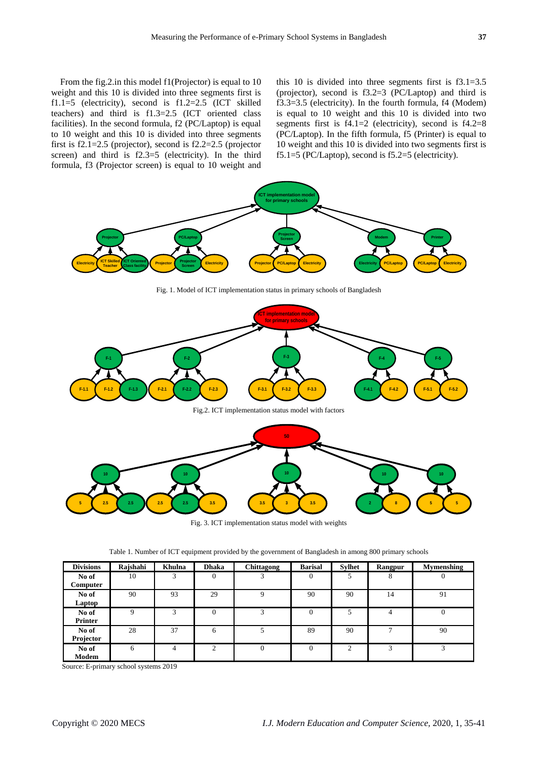From the fig.2.in this model f1(Projector) is equal to 10 weight and this 10 is divided into three segments first is f1.1=5 (electricity), second is f1.2=2.5 (ICT skilled teachers) and third is f1.3=2.5 (ICT oriented class facilities). In the second formula, f2 (PC/Laptop) is equal to 10 weight and this 10 is divided into three segments first is f2.1=2.5 (projector), second is f2.2=2.5 (projector screen) and third is f2.3=5 (electricity). In the third formula, f3 (Projector screen) is equal to 10 weight and this 10 is divided into three segments first is f3.1=3.5 (projector), second is f3.2=3 (PC/Laptop) and third is f3.3=3.5 (electricity). In the fourth formula, f4 (Modem) is equal to 10 weight and this 10 is divided into two segments first is f4.1=2 (electricity), second is f4.2=8 (PC/Laptop). In the fifth formula, f5 (Printer) is equal to 10 weight and this 10 is divided into two segments first is f5.1=5 (PC/Laptop), second is f5.2=5 (electricity).

Fig. 1. Model of ICT implementation status in primary schools of Bangladesh

Fig.2. ICT implementation status model with factors

Fig. 3. ICT implementation status model with weights

Table 1. Number of ICT equipment provided by the government of Bangladesh in among 800 primary schools

| Divisions | Rajshahi | Khulna | Dhaka | Chittagong | Barisal | Sylhet | Rangpur | Mymenshing |
|---|---|---|---|---|---|---|---|---|
| No of Computer | 10 | 3 | 0 | 3 | 0 | 5 | 8 | 0 |
| No of Laptop | 90 | 93 | 29 | 9 | 90 | 90 | 14 | 91 |
| No of Printer | 9 | 3 | 0 | 3 | 0 | 5 | 4 | 0 |
| No of Projector | 28 | 37 | 6 | 5 | 89 | 90 | 7 | 90 |
| No of Modem | 6 | 4 | 2 | 0 | 0 | 2 | 3 | 3 |

Source: E-primary school systems 2019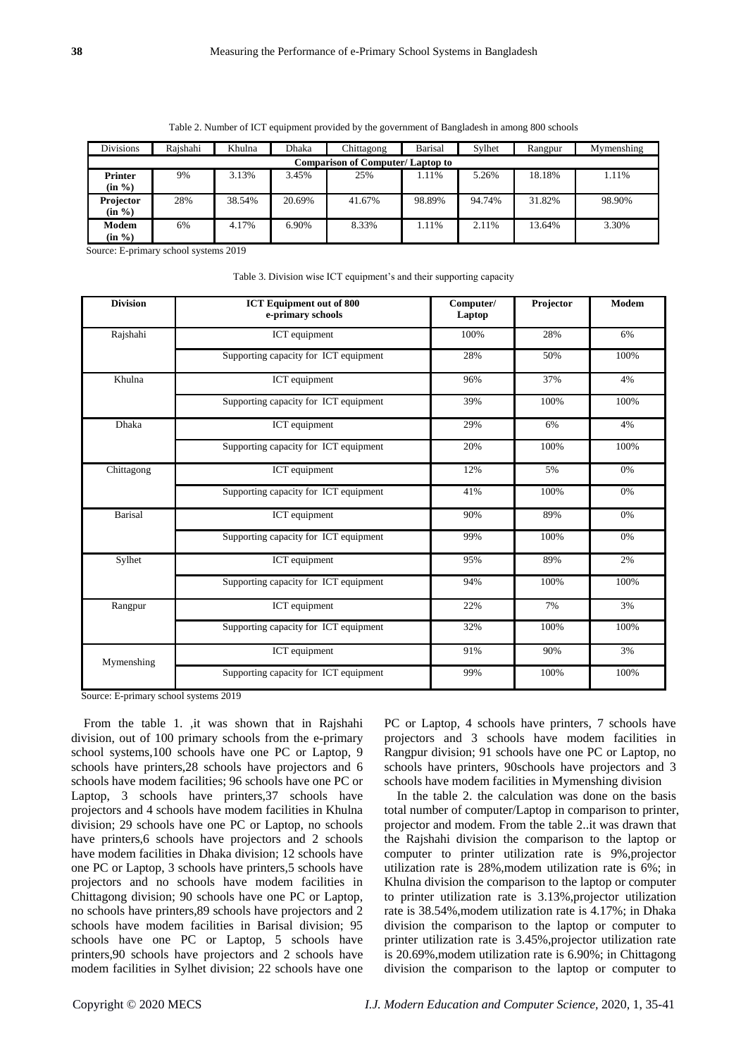Table 2. Number of ICT equipment provided by the government of Bangladesh in among 800 schools

| Divisions | Rajshahi | Khulna | Dhaka | Chittagong | Barisal | Sylhet | Rangpur | Mymenshing |
|---|---|---|---|---|---|---|---|---|
| **Comparison of Computer/ Laptop to** | | | | | | | | |
| **Printer (in %)** | 9% | 3.13% | 3.45% | 25% | 1.11% | 5.26% | 18.18% | 1.11% |
| **Projector (in %)** | 28% | 38.54% | 20.69% | 41.67% | 98.89% | 94.74% | 31.82% | 98.90% |
| **Modem (in %)** | 6% | 4.17% | 6.90% | 8.33% | 1.11% | 2.11% | 13.64% | 3.30% |

Source: E-primary school systems 2019

Table 3. Division wise ICT equipment's and their supporting capacity

| Division | ICT Equipment out of 800 e-primary schools | Computer/ Laptop | Projector | Modem |
|---|---|---|---|---|
| Rajshahi | ICT equipment | 100% | 28% | 6% |
| | Supporting capacity for ICT equipment | 28% | 50% | 100% |
| Khulna | ICT equipment | 96% | 37% | 4% |
| | Supporting capacity for ICT equipment | 39% | 100% | 100% |
| Dhaka | ICT equipment | 29% | 6% | 4% |
| | Supporting capacity for ICT equipment | 20% | 100% | 100% |
| Chittagong | ICT equipment | 12% | 5% | 0% |
| | Supporting capacity for ICT equipment | 41% | 100% | 0% |
| Barisal | ICT equipment | 90% | 89% | 0% |
| | Supporting capacity for ICT equipment | 99% | 100% | 0% |
| Sylhet | ICT equipment | 95% | 89% | 2% |
| | Supporting capacity for ICT equipment | 94% | 100% | 100% |
| Rangpur | ICT equipment | 22% | 7% | 3% |
| | Supporting capacity for ICT equipment | 32% | 100% | 100% |
| Mymenshing | ICT equipment | 91% | 90% | 3% |
| | Supporting capacity for ICT equipment | 99% | 100% | 100% |

Source: E-primary school systems 2019

From the table 1. ,it was shown that in Rajshahi division, out of 100 primary schools from the e-primary school systems,100 schools have one PC or Laptop, 9 schools have printers,28 schools have projectors and 6 schools have modem facilities; 96 schools have one PC or Laptop, 3 schools have printers,37 schools have projectors and 4 schools have modem facilities in Khulna division; 29 schools have one PC or Laptop, no schools have printers,6 schools have projectors and 2 schools have modem facilities in Dhaka division; 12 schools have one PC or Laptop, 3 schools have printers,5 schools have projectors and no schools have modem facilities in Chittagong division; 90 schools have one PC or Laptop, no schools have printers,89 schools have projectors and 2 schools have modem facilities in Barisal division; 95 schools have one PC or Laptop, 5 schools have printers,90 schools have projectors and 2 schools have modem facilities in Sylhet division; 22 schools have one PC or Laptop, 4 schools have printers, 7 schools have projectors and 3 schools have modem facilities in Rangpur division; 91 schools have one PC or Laptop, no schools have printers, 90schools have projectors and 3 schools have modem facilities in Mymenshing division

In the table 2. the calculation was done on the basis total number of computer/Laptop in comparison to printer, projector and modem. From the table 2..it was drawn that the Rajshahi division the comparison to the laptop or computer to printer utilization rate is 9%,projector utilization rate is 28%,modem utilization rate is 6%; in Khulna division the comparison to the laptop or computer to printer utilization rate is 3.13%,projector utilization rate is 38.54%,modem utilization rate is 4.17%; in Dhaka division the comparison to the laptop or computer to printer utilization rate is 3.45%,projector utilization rate is 20.69%,modem utilization rate is 6.90%; in Chittagong division the comparison to the laptop or computer to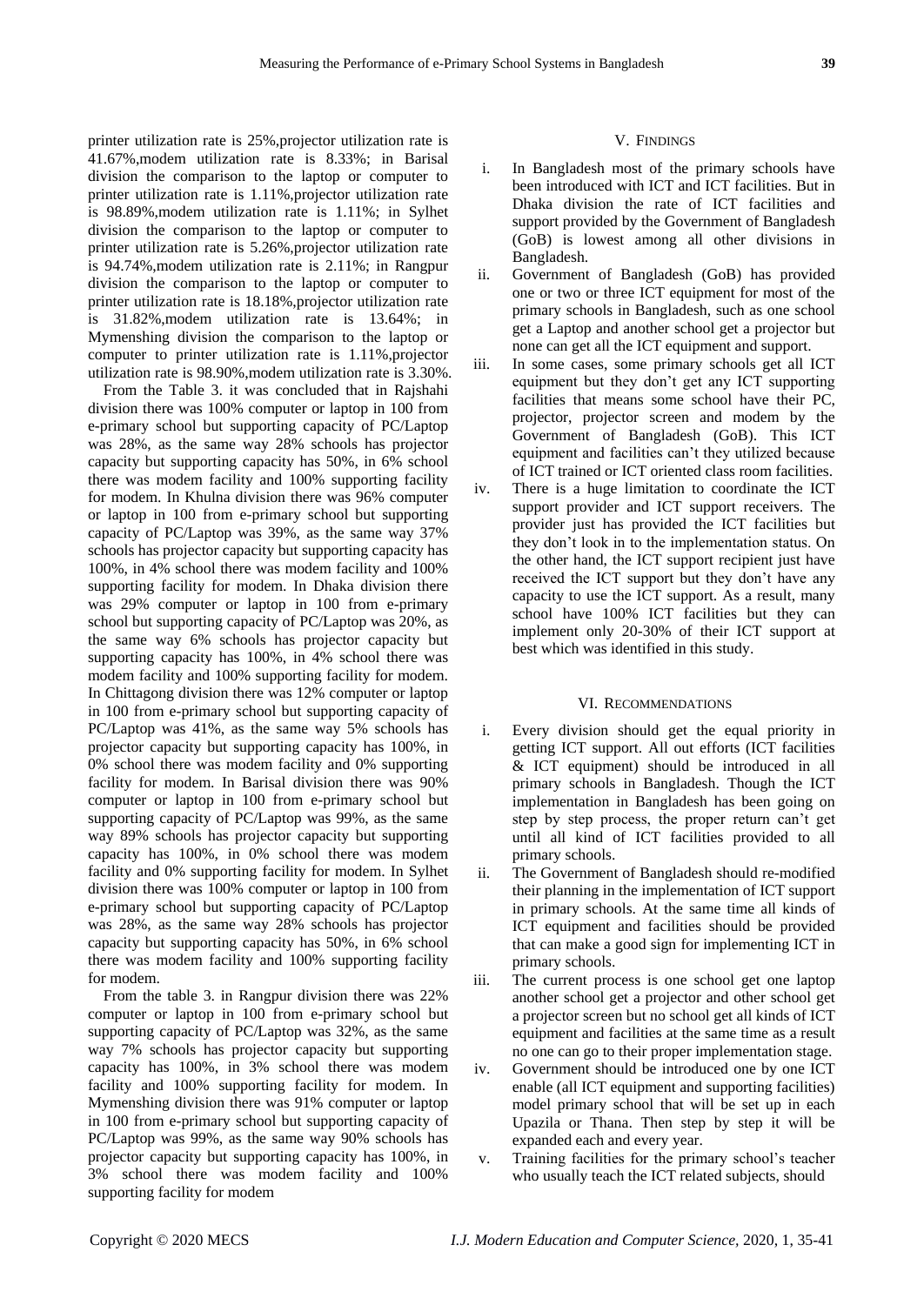printer utilization rate is 25%,projector utilization rate is 41.67%,modem utilization rate is 8.33%; in Barisal division the comparison to the laptop or computer to printer utilization rate is 1.11%,projector utilization rate is 98.89%,modem utilization rate is 1.11%; in Sylhet division the comparison to the laptop or computer to printer utilization rate is 5.26%,projector utilization rate is 94.74%,modem utilization rate is 2.11%; in Rangpur division the comparison to the laptop or computer to printer utilization rate is 18.18%,projector utilization rate is 31.82%,modem utilization rate is 13.64%; in Mymenshing division the comparison to the laptop or computer to printer utilization rate is 1.11%,projector utilization rate is 98.90%,modem utilization rate is 3.30%.

From the Table 3. it was concluded that in Rajshahi division there was 100% computer or laptop in 100 from e-primary school but supporting capacity of PC/Laptop was 28%, as the same way 28% schools has projector capacity but supporting capacity has 50%, in 6% school there was modem facility and 100% supporting facility for modem. In Khulna division there was 96% computer or laptop in 100 from e-primary school but supporting capacity of PC/Laptop was 39%, as the same way 37% schools has projector capacity but supporting capacity has 100%, in 4% school there was modem facility and 100% supporting facility for modem. In Dhaka division there was 29% computer or laptop in 100 from e-primary school but supporting capacity of PC/Laptop was 20%, as the same way 6% schools has projector capacity but supporting capacity has 100%, in 4% school there was modem facility and 100% supporting facility for modem. In Chittagong division there was 12% computer or laptop in 100 from e-primary school but supporting capacity of PC/Laptop was 41%, as the same way 5% schools has projector capacity but supporting capacity has 100%, in 0% school there was modem facility and 0% supporting facility for modem. In Barisal division there was 90% computer or laptop in 100 from e-primary school but supporting capacity of PC/Laptop was 99%, as the same way 89% schools has projector capacity but supporting capacity has 100%, in 0% school there was modem facility and 0% supporting facility for modem. In Sylhet division there was 100% computer or laptop in 100 from e-primary school but supporting capacity of PC/Laptop was 28%, as the same way 28% schools has projector capacity but supporting capacity has 50%, in 6% school there was modem facility and 100% supporting facility for modem.

From the table 3. in Rangpur division there was 22% computer or laptop in 100 from e-primary school but supporting capacity of PC/Laptop was 32%, as the same way 7% schools has projector capacity but supporting capacity has 100%, in 3% school there was modem facility and 100% supporting facility for modem. In Mymenshing division there was 91% computer or laptop in 100 from e-primary school but supporting capacity of PC/Laptop was 99%, as the same way 90% schools has projector capacity but supporting capacity has 100%, in 3% school there was modem facility and 100% supporting facility for modem

## V. Findings

i. In Bangladesh most of the primary schools have been introduced with ICT and ICT facilities. But in Dhaka division the rate of ICT facilities and support provided by the Government of Bangladesh (GoB) is lowest among all other divisions in Bangladesh.

ii. Government of Bangladesh (GoB) has provided one or two or three ICT equipment for most of the primary schools in Bangladesh, such as one school get a Laptop and another school get a projector but none can get all the ICT equipment and support.

iii. In some cases, some primary schools get all ICT equipment but they don't get any ICT supporting facilities that means some school have their PC, projector, projector screen and modem by the Government of Bangladesh (GoB). This ICT equipment and facilities can't they utilized because of ICT trained or ICT oriented class room facilities.

iv. There is a huge limitation to coordinate the ICT support provider and ICT support receivers. The provider just has provided the ICT facilities but they don't look in to the implementation status. On the other hand, the ICT support recipient just have received the ICT support but they don't have any capacity to use the ICT support. As a result, many school have 100% ICT facilities but they can implement only 20-30% of their ICT support at best which was identified in this study.

## VI. Recommendations

i. Every division should get the equal priority in getting ICT support. All out efforts (ICT facilities & ICT equipment) should be introduced in all primary schools in Bangladesh. Though the ICT implementation in Bangladesh has been going on step by step process, the proper return can't get until all kind of ICT facilities provided to all primary schools.

ii. The Government of Bangladesh should re-modified their planning in the implementation of ICT support in primary schools. At the same time all kinds of ICT equipment and facilities should be provided that can make a good sign for implementing ICT in primary schools.

iii. The current process is one school get one laptop another school get a projector and other school get a projector screen but no school get all kinds of ICT equipment and facilities at the same time as a result no one can go to their proper implementation stage.

iv. Government should be introduced one by one ICT enable (all ICT equipment and supporting facilities) model primary school that will be set up in each Upazila or Thana. Then step by step it will be expanded each and every year.

v. Training facilities for the primary school's teacher who usually teach the ICT related subjects, should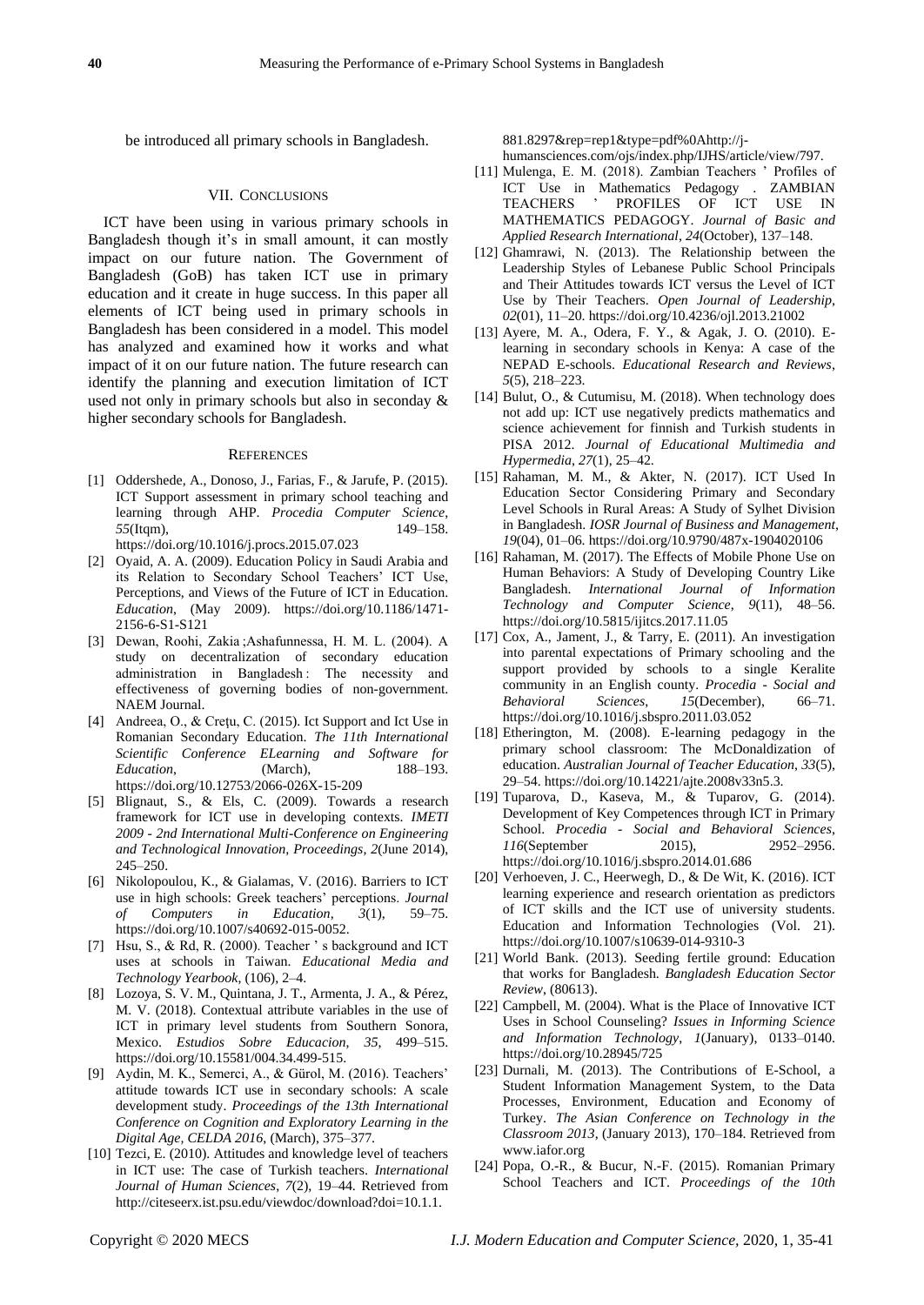be introduced all primary schools in Bangladesh.

## VII. Conclusions

ICT have been using in various primary schools in Bangladesh though it's in small amount, it can mostly impact on our future nation. The Government of Bangladesh (GoB) has taken ICT use in primary education and it create in huge success. In this paper all elements of ICT being used in primary schools in Bangladesh has been considered in a model. This model has analyzed and examined how it works and what impact of it on our future nation. The future research can identify the planning and execution limitation of ICT used not only in primary schools but also in seconday & higher secondary schools for Bangladesh.

## References

[1] Oddershede, A., Donoso, J., Farias, F., & Jarufe, P. (2015). ICT Support assessment in primary school teaching and learning through AHP. *Procedia Computer Science*, *55*(Itqm), 149–158. https://doi.org/10.1016/j.procs.2015.07.023

[2] Oyaid, A. A. (2009). Education Policy in Saudi Arabia and its Relation to Secondary School Teachers' ICT Use, Perceptions, and Views of the Future of ICT in Education. *Education*, (May 2009). https://doi.org/10.1186/1471-2156-6-S1-S121

[3] Dewan, Roohi, Zakia ;Ashafunnessa, H. M. L. (2004). A study on decentralization of secondary education administration in Bangladesh : The necessity and effectiveness of governing bodies of non-government. NAEM Journal.

[4] Andreea, O., & Crețu, C. (2015). Ict Support and Ict Use in Romanian Secondary Education. *The 11th International Scientific Conference ELearning and Software for Education*, (March), 188–193. https://doi.org/10.12753/2066-026X-15-209

[5] Blignaut, S., & Els, C. (2009). Towards a research framework for ICT use in developing contexts. *IMETI 2009 - 2nd International Multi-Conference on Engineering and Technological Innovation, Proceedings*, *2*(June 2014), 245–250.

[6] Nikolopoulou, K., & Gialamas, V. (2016). Barriers to ICT use in high schools: Greek teachers' perceptions. *Journal of Computers in Education*, *3*(1), 59–75. https://doi.org/10.1007/s40692-015-0052.

[7] Hsu, S., & Rd, R. (2000). Teacher ' s background and ICT uses at schools in Taiwan. *Educational Media and Technology Yearbook*, (106), 2–4.

[8] Lozoya, S. V. M., Quintana, J. T., Armenta, J. A., & Pérez, M. V. (2018). Contextual attribute variables in the use of ICT in primary level students from Southern Sonora, Mexico. *Estudios Sobre Educacion*, *35*, 499–515. https://doi.org/10.15581/004.34.499-515.

[9] Aydin, M. K., Semerci, A., & Gürol, M. (2016). Teachers' attitude towards ICT use in secondary schools: A scale development study. *Proceedings of the 13th International Conference on Cognition and Exploratory Learning in the Digital Age, CELDA 2016*, (March), 375–377.

[10] Tezci, E. (2010). Attitudes and knowledge level of teachers in ICT use: The case of Turkish teachers. *International Journal of Human Sciences*, *7*(2), 19–44. Retrieved from http://citeseerx.ist.psu.edu/viewdoc/download?doi=10.1.1.881.8297&rep=rep1&type=pdf%0Ahttp://j-humansciences.com/ojs/index.php/IJHS/article/view/797.

[11] Mulenga, E. M. (2018). Zambian Teachers ' Profiles of ICT Use in Mathematics Pedagogy . ZAMBIAN TEACHERS ' PROFILES OF ICT USE IN MATHEMATICS PEDAGOGY. *Journal of Basic and Applied Research International*, *24*(October), 137–148.

[12] Ghamrawi, N. (2013). The Relationship between the Leadership Styles of Lebanese Public School Principals and Their Attitudes towards ICT versus the Level of ICT Use by Their Teachers. *Open Journal of Leadership*, *02*(01), 11–20. https://doi.org/10.4236/ojl.2013.21002

[13] Ayere, M. A., Odera, F. Y., & Agak, J. O. (2010). E-learning in secondary schools in Kenya: A case of the NEPAD E-schools. *Educational Research and Reviews*, *5*(5), 218–223.

[14] Bulut, O., & Cutumisu, M. (2018). When technology does not add up: ICT use negatively predicts mathematics and science achievement for finnish and Turkish students in PISA 2012. *Journal of Educational Multimedia and Hypermedia*, *27*(1), 25–42.

[15] Rahaman, M. M., & Akter, N. (2017). ICT Used In Education Sector Considering Primary and Secondary Level Schools in Rural Areas: A Study of Sylhet Division in Bangladesh. *IOSR Journal of Business and Management*, *19*(04), 01–06. https://doi.org/10.9790/487x-1904020106

[16] Rahaman, M. (2017). The Effects of Mobile Phone Use on Human Behaviors: A Study of Developing Country Like Bangladesh. *International Journal of Information Technology and Computer Science*, *9*(11), 48–56. https://doi.org/10.5815/ijitcs.2017.11.05

[17] Cox, A., Jament, J., & Tarry, E. (2011). An investigation into parental expectations of Primary schooling and the support provided by schools to a single Keralite community in an English county. *Procedia - Social and Behavioral Sciences*, *15*(December), 66–71. https://doi.org/10.1016/j.sbspro.2011.03.052

[18] Etherington, M. (2008). E-learning pedagogy in the primary school classroom: The McDonaldization of education. *Australian Journal of Teacher Education*, *33*(5), 29–54. https://doi.org/10.14221/ajte.2008v33n5.3.

[19] Tuparova, D., Kaseva, M., & Tuparov, G. (2014). Development of Key Competences through ICT in Primary School. *Procedia - Social and Behavioral Sciences*, *116*(September 2015), 2952–2956. https://doi.org/10.1016/j.sbspro.2014.01.686

[20] Verhoeven, J. C., Heerwegh, D., & De Wit, K. (2016). ICT learning experience and research orientation as predictors of ICT skills and the ICT use of university students. Education and Information Technologies (Vol. 21). https://doi.org/10.1007/s10639-014-9310-3

[21] World Bank. (2013). Seeding fertile ground: Education that works for Bangladesh. *Bangladesh Education Sector Review*, (80613).

[22] Campbell, M. (2004). What is the Place of Innovative ICT Uses in School Counseling? *Issues in Informing Science and Information Technology*, *1*(January), 0133–0140. https://doi.org/10.28945/725

[23] Durnali, M. (2013). The Contributions of E-School, a Student Information Management System, to the Data Processes, Environment, Education and Economy of Turkey. *The Asian Conference on Technology in the Classroom 2013*, (January 2013), 170–184. Retrieved from www.iafor.org

[24] Popa, O.-R., & Bucur, N.-F. (2015). Romanian Primary School Teachers and ICT. *Proceedings of the 10th*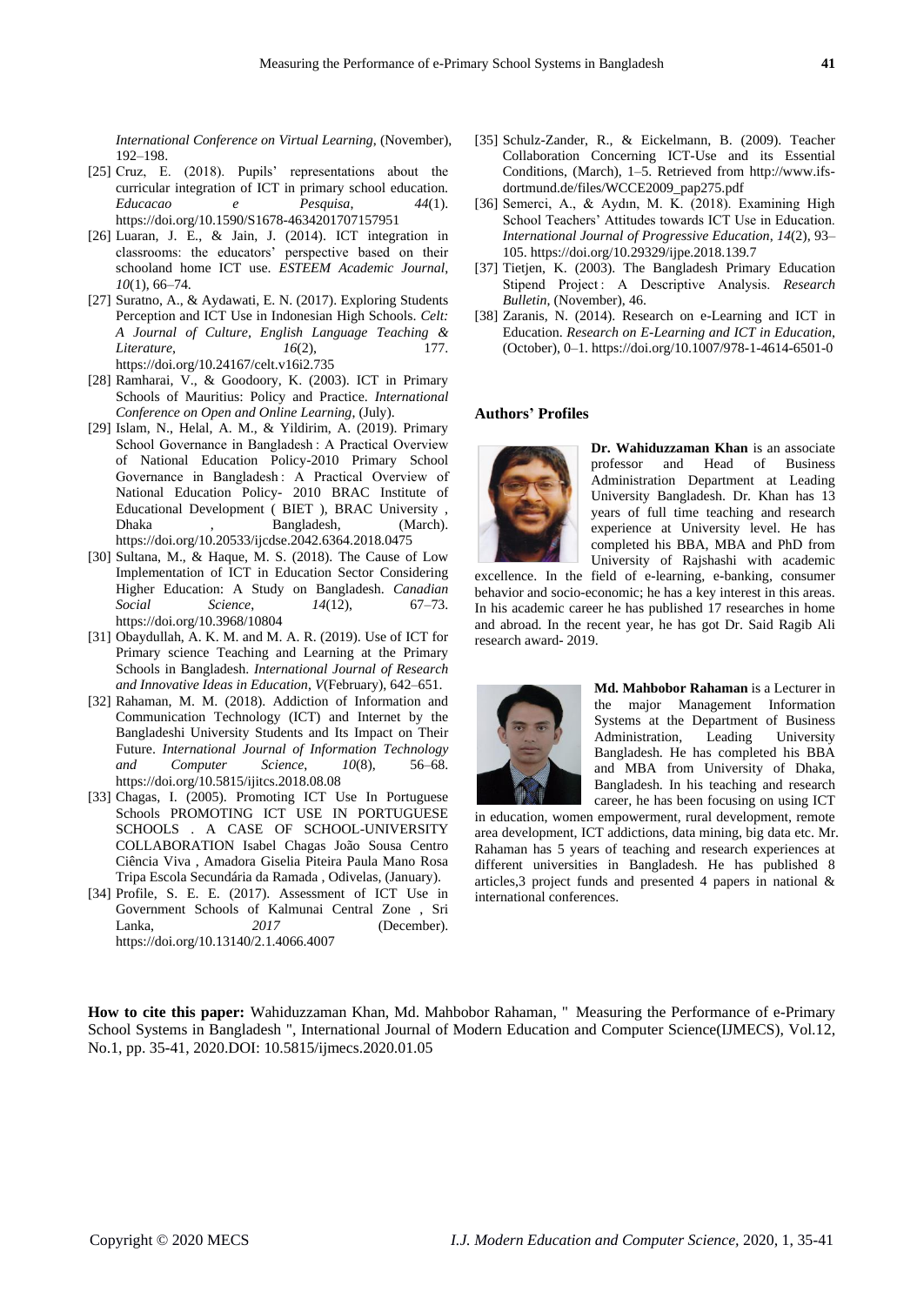*International Conference on Virtual Learning*, (November), 192–198.

[25] Cruz, E. (2018). Pupils' representations about the curricular integration of ICT in primary school education. *Educacao e Pesquisa*, *44*(1). https://doi.org/10.1590/S1678-4634201707157951

[26] Luaran, J. E., & Jain, J. (2014). ICT integration in classrooms: the educators' perspective based on their schooland home ICT use. *ESTEEM Academic Journal*, *10*(1), 66–74.

[27] Suratno, A., & Aydawati, E. N. (2017). Exploring Students Perception and ICT Use in Indonesian High Schools. *Celt: A Journal of Culture, English Language Teaching & Literature*, *16*(2), 177. https://doi.org/10.24167/celt.v16i2.735

[28] Ramharai, V., & Goodoory, K. (2003). ICT in Primary Schools of Mauritius: Policy and Practice. *International Conference on Open and Online Learning*, (July).

[29] Islam, N., Helal, A. M., & Yildirim, A. (2019). Primary School Governance in Bangladesh : A Practical Overview of National Education Policy-2010 Primary School Governance in Bangladesh : A Practical Overview of National Education Policy- 2010 BRAC Institute of Educational Development ( BIET ), BRAC University , Dhaka , Bangladesh, (March). https://doi.org/10.20533/ijcdse.2042.6364.2018.0475

[30] Sultana, M., & Haque, M. S. (2018). The Cause of Low Implementation of ICT in Education Sector Considering Higher Education: A Study on Bangladesh. *Canadian Social Science*, *14*(12), 67–73. https://doi.org/10.3968/10804

[31] Obaydullah, A. K. M. and M. A. R. (2019). Use of ICT for Primary science Teaching and Learning at the Primary Schools in Bangladesh. *International Journal of Research and Innovative Ideas in Education*, *V*(February), 642–651.

[32] Rahaman, M. M. (2018). Addiction of Information and Communication Technology (ICT) and Internet by the Bangladeshi University Students and Its Impact on Their Future. *International Journal of Information Technology and Computer Science*, *10*(8), 56–68. https://doi.org/10.5815/ijitcs.2018.08.08

[33] Chagas, I. (2005). Promoting ICT Use In Portuguese Schools PROMOTING ICT USE IN PORTUGUESE SCHOOLS . A CASE OF SCHOOL-UNIVERSITY COLLABORATION Isabel Chagas João Sousa Centro Ciência Viva , Amadora Giselia Piteira Paula Mano Rosa Tripa Escola Secundária da Ramada , Odivelas, (January).

[34] Profile, S. E. E. (2017). Assessment of ICT Use in Government Schools of Kalmunai Central Zone , Sri Lanka, *2017* (December). https://doi.org/10.13140/2.1.4066.4007

[35] Schulz-Zander, R., & Eickelmann, B. (2009). Teacher Collaboration Concerning ICT-Use and its Essential Conditions, (March), 1–5. Retrieved from http://www.ifs-dortmund.de/files/WCCE2009_pap275.pdf

[36] Semerci, A., & Aydın, M. K. (2018). Examining High School Teachers' Attitudes towards ICT Use in Education. *International Journal of Progressive Education*, *14*(2), 93–105. https://doi.org/10.29329/ijpe.2018.139.7

[37] Tietjen, K. (2003). The Bangladesh Primary Education Stipend Project : A Descriptive Analysis. *Research Bulletin*, (November), 46.

[38] Zaranis, N. (2014). Research on e-Learning and ICT in Education. *Research on E-Learning and ICT in Education*, (October), 0–1. https://doi.org/10.1007/978-1-4614-6501-0

## Authors' Profiles

**Dr. Wahiduzzaman Khan** is an associate professor and Head of Business Administration Department at Leading University Bangladesh. Dr. Khan has 13 years of full time teaching and research experience at University level. He has completed his BBA, MBA and PhD from University of Rajshashi with academic excellence. In the field of e-learning, e-banking, consumer behavior and socio-economic; he has a key interest in this areas. In his academic career he has published 17 researches in home and abroad. In the recent year, he has got Dr. Said Ragib Ali research award- 2019.

**Md. Mahbobor Rahaman** is a Lecturer in the major Management Information Systems at the Department of Business Administration, Leading University Bangladesh. He has completed his BBA and MBA from University of Dhaka, Bangladesh. In his teaching and research career, he has been focusing on using ICT in education, women empowerment, rural development, remote area development, ICT addictions, data mining, big data etc. Mr. Rahaman has 5 years of teaching and research experiences at different universities in Bangladesh. He has published 8 articles,3 project funds and presented 4 papers in national & international conferences.

**How to cite this paper:** Wahiduzzaman Khan, Md. Mahbobor Rahaman, " Measuring the Performance of e-Primary School Systems in Bangladesh ", International Journal of Modern Education and Computer Science(IJMECS), Vol.12, No.1, pp. 35-41, 2020.DOI: 10.5815/ijmecs.2020.01.05